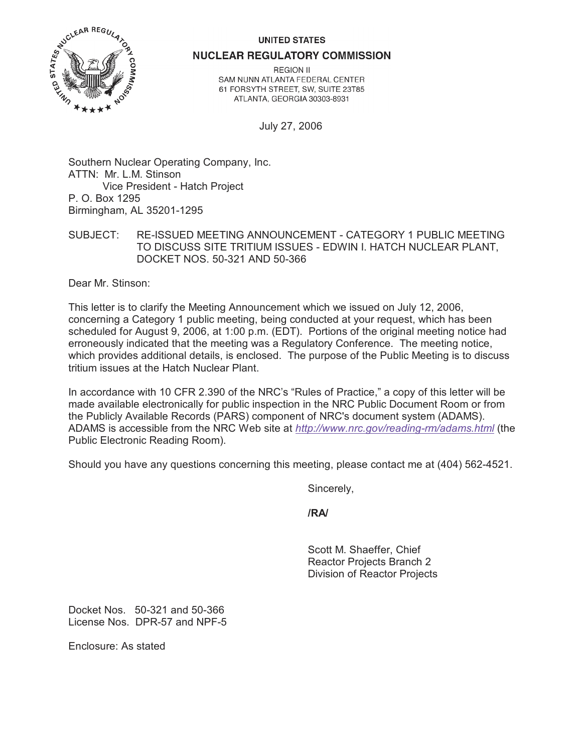UNITED STATES

**NUCLEAR REGULATORY COMMISSION**

REGION II
SAM NUNN ATLANTA FEDERAL CENTER
61 FORSYTH STREET, SW, SUITE 23T85
ATLANTA, GEORGIA 30303-8931

July 27, 2006

Southern Nuclear Operating Company, Inc.
ATTN: Mr. L.M. Stinson
Vice President - Hatch Project
P. O. Box 1295
Birmingham, AL 35201-1295

SUBJECT: RE-ISSUED MEETING ANNOUNCEMENT - CATEGORY 1 PUBLIC MEETING TO DISCUSS SITE TRITIUM ISSUES - EDWIN I. HATCH NUCLEAR PLANT, DOCKET NOS. 50-321 AND 50-366

Dear Mr. Stinson:

This letter is to clarify the Meeting Announcement which we issued on July 12, 2006, concerning a Category 1 public meeting, being conducted at your request, which has been scheduled for August 9, 2006, at 1:00 p.m. (EDT). Portions of the original meeting notice had erroneously indicated that the meeting was a Regulatory Conference. The meeting notice, which provides additional details, is enclosed. The purpose of the Public Meeting is to discuss tritium issues at the Hatch Nuclear Plant.

In accordance with 10 CFR 2.390 of the NRC's "Rules of Practice," a copy of this letter will be made available electronically for public inspection in the NRC Public Document Room or from the Publicly Available Records (PARS) component of NRC's document system (ADAMS). ADAMS is accessible from the NRC Web site at *http://www.nrc.gov/reading-rm/adams.html* (the Public Electronic Reading Room).

Should you have any questions concerning this meeting, please contact me at (404) 562-4521.

Sincerely,

**/RA/**

Scott M. Shaeffer, Chief
Reactor Projects Branch 2
Division of Reactor Projects

Docket Nos. 50-321 and 50-366
License Nos. DPR-57 and NPF-5

Enclosure: As stated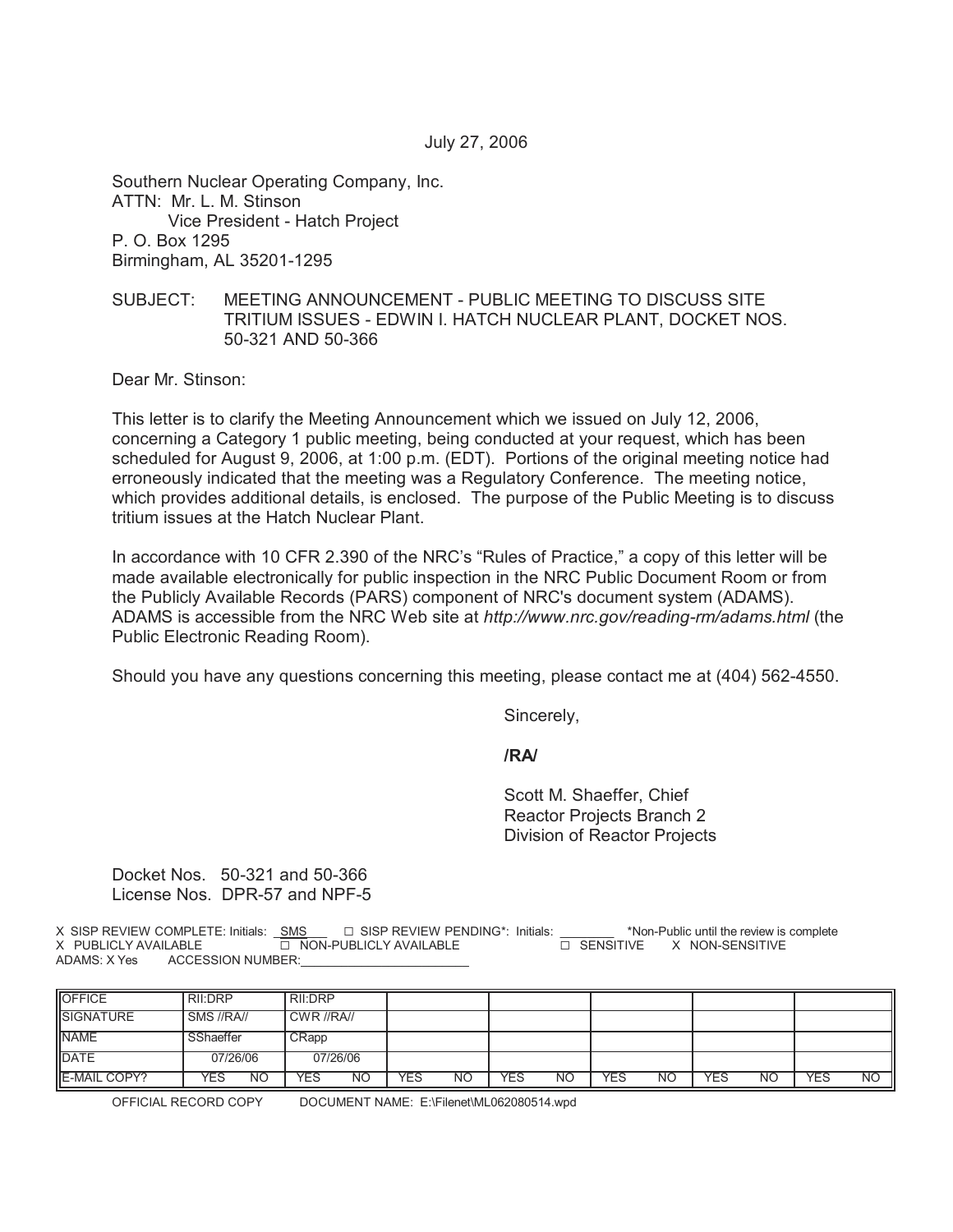July 27, 2006

Southern Nuclear Operating Company, Inc.
ATTN: Mr. L. M. Stinson
Vice President - Hatch Project
P. O. Box 1295
Birmingham, AL 35201-1295

SUBJECT: MEETING ANNOUNCEMENT - PUBLIC MEETING TO DISCUSS SITE TRITIUM ISSUES - EDWIN I. HATCH NUCLEAR PLANT, DOCKET NOS. 50-321 AND 50-366

Dear Mr. Stinson:

This letter is to clarify the Meeting Announcement which we issued on July 12, 2006, concerning a Category 1 public meeting, being conducted at your request, which has been scheduled for August 9, 2006, at 1:00 p.m. (EDT). Portions of the original meeting notice had erroneously indicated that the meeting was a Regulatory Conference. The meeting notice, which provides additional details, is enclosed. The purpose of the Public Meeting is to discuss tritium issues at the Hatch Nuclear Plant.

In accordance with 10 CFR 2.390 of the NRC's "Rules of Practice," a copy of this letter will be made available electronically for public inspection in the NRC Public Document Room or from the Publicly Available Records (PARS) component of NRC's document system (ADAMS). ADAMS is accessible from the NRC Web site at *http://www.nrc.gov/reading-rm/adams.html* (the Public Electronic Reading Room).

Should you have any questions concerning this meeting, please contact me at (404) 562-4550.

Sincerely,

**/RA/**

Scott M. Shaeffer, Chief
Reactor Projects Branch 2
Division of Reactor Projects

Docket Nos. 50-321 and 50-366
License Nos. DPR-57 and NPF-5

X SISP REVIEW COMPLETE: Initials: SMS ☐ SISP REVIEW PENDING*: Initials: ________ *Non-Public until the review is complete
X PUBLICLY AVAILABLE ☐ NON-PUBLICLY AVAILABLE ☐ SENSITIVE X NON-SENSITIVE
ADAMS: X Yes ACCESSION NUMBER:________________

| OFFICE | RII:DRP | RII:DRP | | | | | |
|---|---|---|---|---|---|---|---|
| SIGNATURE | SMS //RA// | CWR //RA// | | | | | |
| NAME | SShaeffer | CRapp | | | | | |
| DATE | 07/26/06 | 07/26/06 | | | | | |
| E-MAIL COPY? | YES NO | YES NO | YES NO | YES NO | YES NO | YES NO | YES NO |

OFFICIAL RECORD COPY DOCUMENT NAME: E:\Filenet\ML062080514.wpd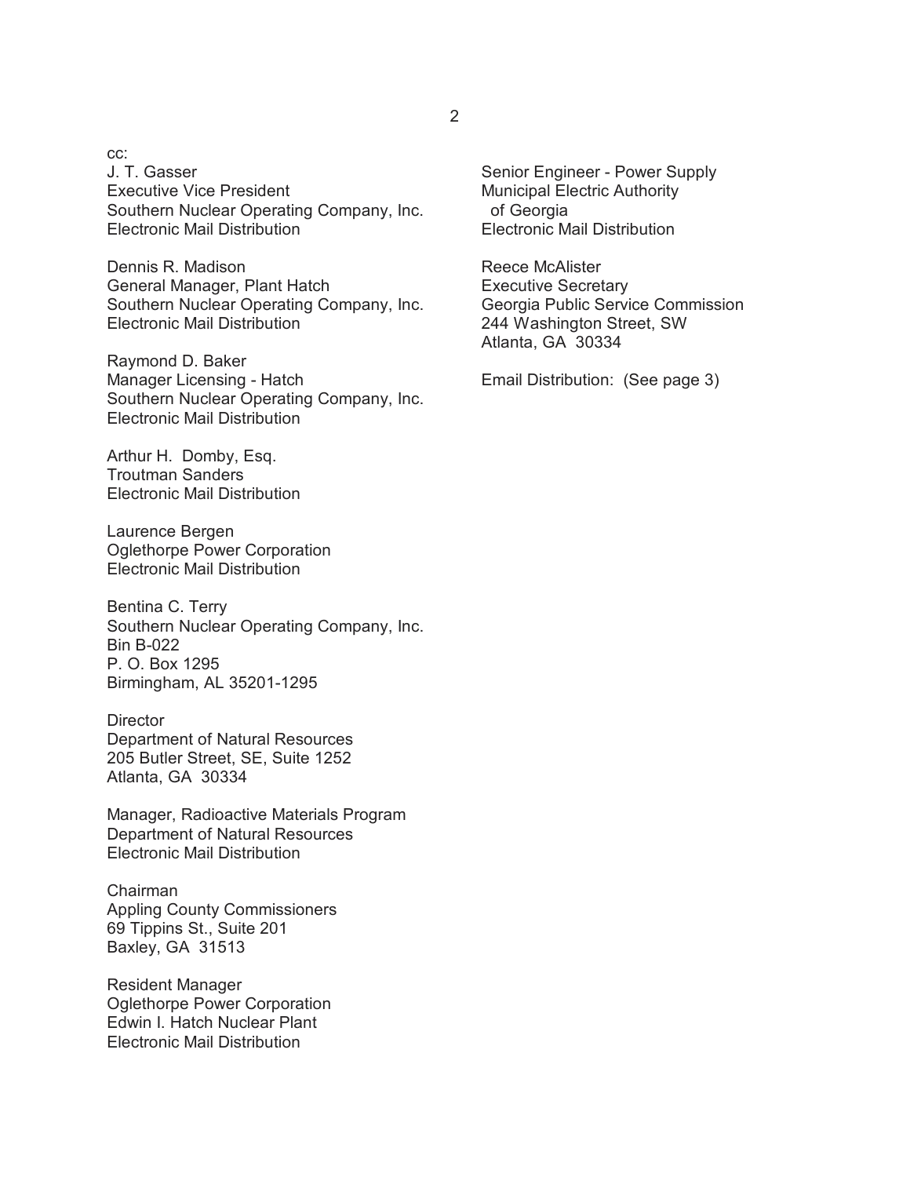cc:

J. T. Gasser
Executive Vice President
Southern Nuclear Operating Company, Inc.
Electronic Mail Distribution

Dennis R. Madison
General Manager, Plant Hatch
Southern Nuclear Operating Company, Inc.
Electronic Mail Distribution

Raymond D. Baker
Manager Licensing - Hatch
Southern Nuclear Operating Company, Inc.
Electronic Mail Distribution

Arthur H. Domby, Esq.
Troutman Sanders
Electronic Mail Distribution

Laurence Bergen
Oglethorpe Power Corporation
Electronic Mail Distribution

Bentina C. Terry
Southern Nuclear Operating Company, Inc.
Bin B-022
P. O. Box 1295
Birmingham, AL 35201-1295

Director
Department of Natural Resources
205 Butler Street, SE, Suite 1252
Atlanta, GA 30334

Manager, Radioactive Materials Program
Department of Natural Resources
Electronic Mail Distribution

Chairman
Appling County Commissioners
69 Tippins St., Suite 201
Baxley, GA 31513

Resident Manager
Oglethorpe Power Corporation
Edwin I. Hatch Nuclear Plant
Electronic Mail Distribution

Senior Engineer - Power Supply
Municipal Electric Authority
of Georgia
Electronic Mail Distribution

Reece McAlister
Executive Secretary
Georgia Public Service Commission
244 Washington Street, SW
Atlanta, GA 30334

Email Distribution: (See page 3)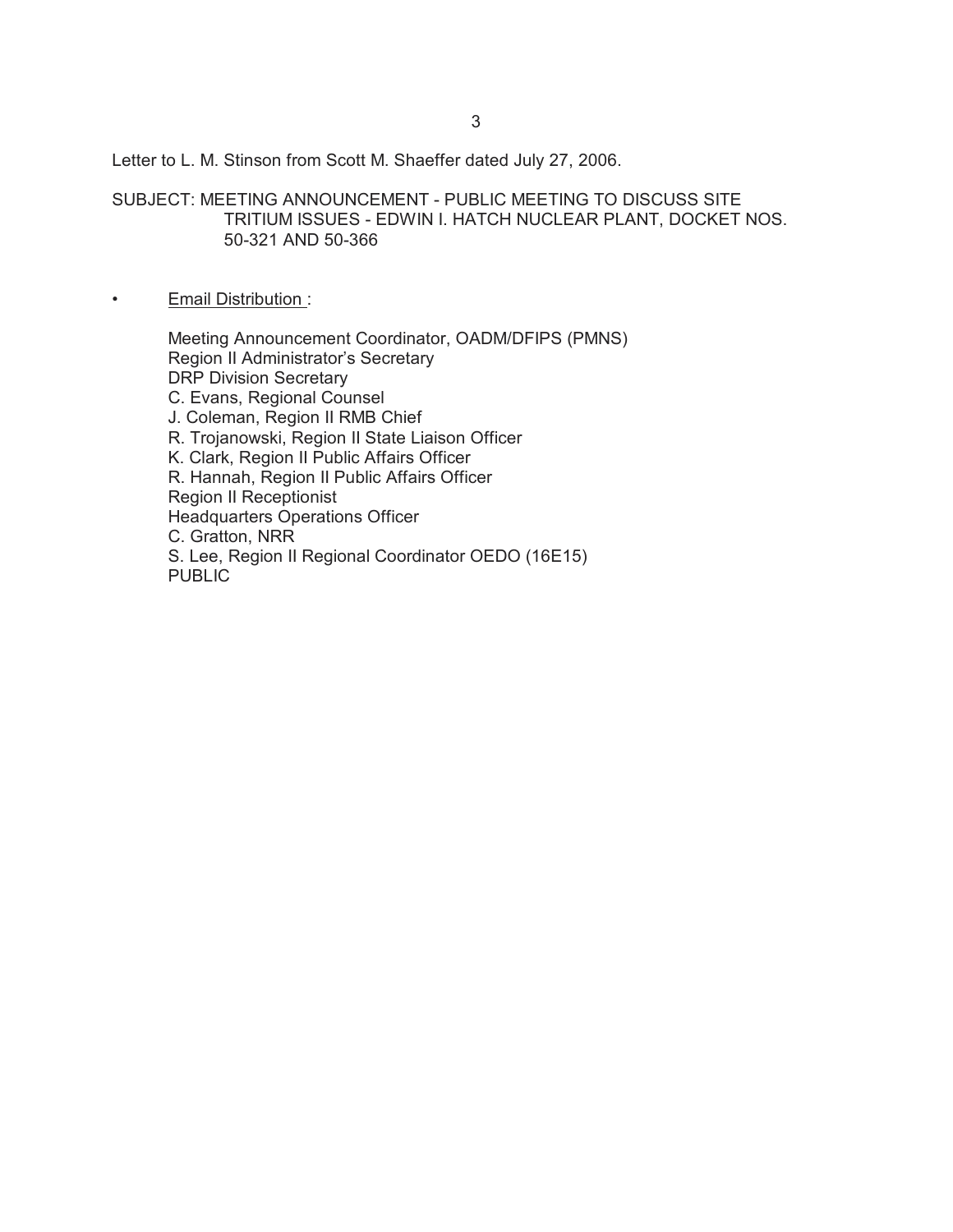Letter to L. M. Stinson from Scott M. Shaeffer dated July 27, 2006.

SUBJECT: MEETING ANNOUNCEMENT - PUBLIC MEETING TO DISCUSS SITE TRITIUM ISSUES - EDWIN I. HATCH NUCLEAR PLANT, DOCKET NOS. 50-321 AND 50-366

- Email Distribution :

  Meeting Announcement Coordinator, OADM/DFIPS (PMNS)
  Region II Administrator's Secretary
  DRP Division Secretary
  C. Evans, Regional Counsel
  J. Coleman, Region II RMB Chief
  R. Trojanowski, Region II State Liaison Officer
  K. Clark, Region II Public Affairs Officer
  R. Hannah, Region II Public Affairs Officer
  Region II Receptionist
  Headquarters Operations Officer
  C. Gratton, NRR
  S. Lee, Region II Regional Coordinator OEDO (16E15)
  PUBLIC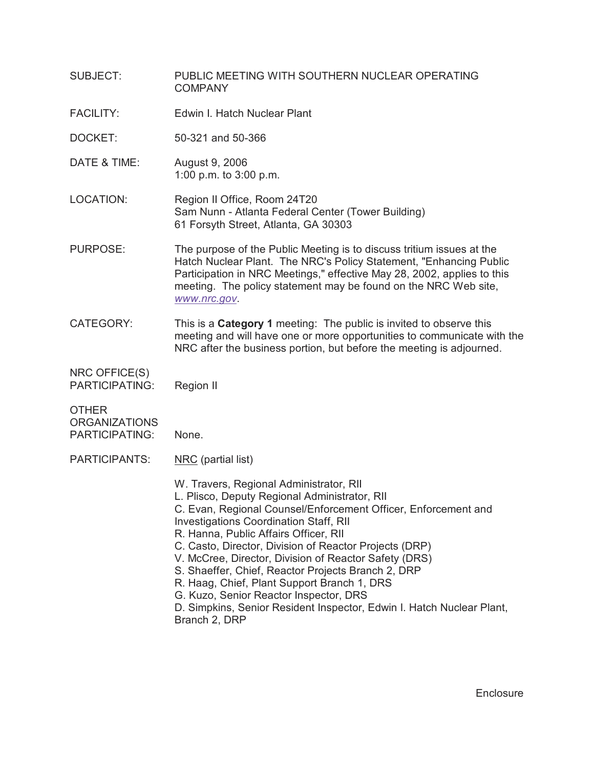SUBJECT: PUBLIC MEETING WITH SOUTHERN NUCLEAR OPERATING COMPANY

FACILITY: Edwin I. Hatch Nuclear Plant

DOCKET: 50-321 and 50-366

DATE & TIME: August 9, 2006
1:00 p.m. to 3:00 p.m.

LOCATION: Region II Office, Room 24T20
Sam Nunn - Atlanta Federal Center (Tower Building)
61 Forsyth Street, Atlanta, GA 30303

PURPOSE: The purpose of the Public Meeting is to discuss tritium issues at the Hatch Nuclear Plant. The NRC's Policy Statement, "Enhancing Public Participation in NRC Meetings," effective May 28, 2002, applies to this meeting. The policy statement may be found on the NRC Web site, *www.nrc.gov*.

CATEGORY: This is a **Category 1** meeting: The public is invited to observe this meeting and will have one or more opportunities to communicate with the NRC after the business portion, but before the meeting is adjourned.

NRC OFFICE(S) PARTICIPATING: Region II

OTHER ORGANIZATIONS PARTICIPATING: None.

PARTICIPANTS: NRC (partial list)

W. Travers, Regional Administrator, RII
L. Plisco, Deputy Regional Administrator, RII
C. Evan, Regional Counsel/Enforcement Officer, Enforcement and Investigations Coordination Staff, RII
R. Hanna, Public Affairs Officer, RII
C. Casto, Director, Division of Reactor Projects (DRP)
V. McCree, Director, Division of Reactor Safety (DRS)
S. Shaeffer, Chief, Reactor Projects Branch 2, DRP
R. Haag, Chief, Plant Support Branch 1, DRS
G. Kuzo, Senior Reactor Inspector, DRS
D. Simpkins, Senior Resident Inspector, Edwin I. Hatch Nuclear Plant, Branch 2, DRP

Enclosure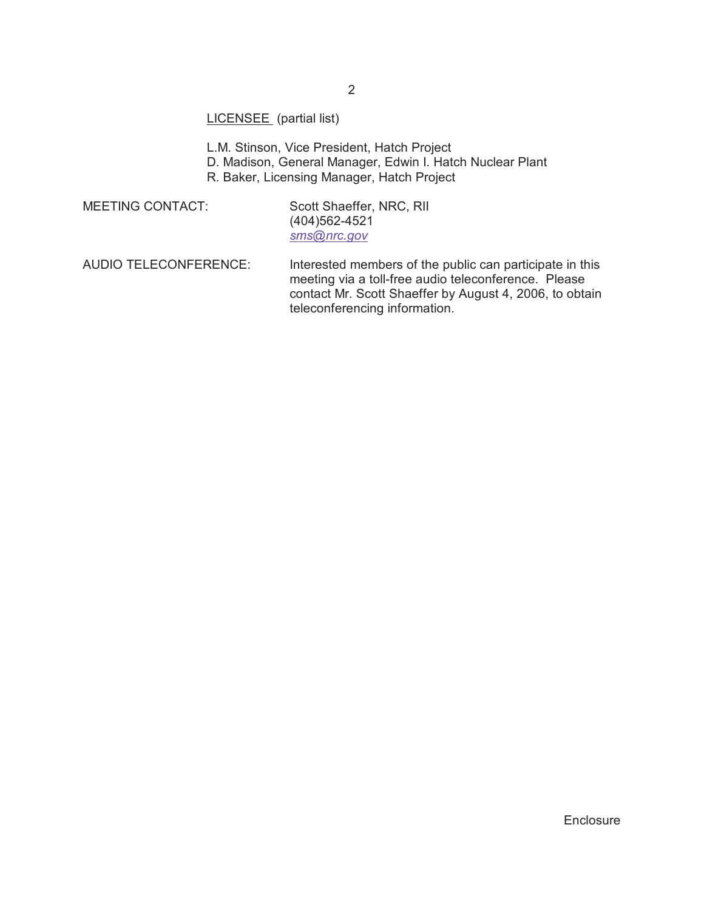LICENSEE (partial list)

L.M. Stinson, Vice President, Hatch Project
D. Madison, General Manager, Edwin I. Hatch Nuclear Plant
R. Baker, Licensing Manager, Hatch Project

MEETING CONTACT: Scott Shaeffer, NRC, RII
(404)562-4521
*sms@nrc.gov*

AUDIO TELECONFERENCE: Interested members of the public can participate in this meeting via a toll-free audio teleconference. Please contact Mr. Scott Shaeffer by August 4, 2006, to obtain teleconferencing information.

Enclosure